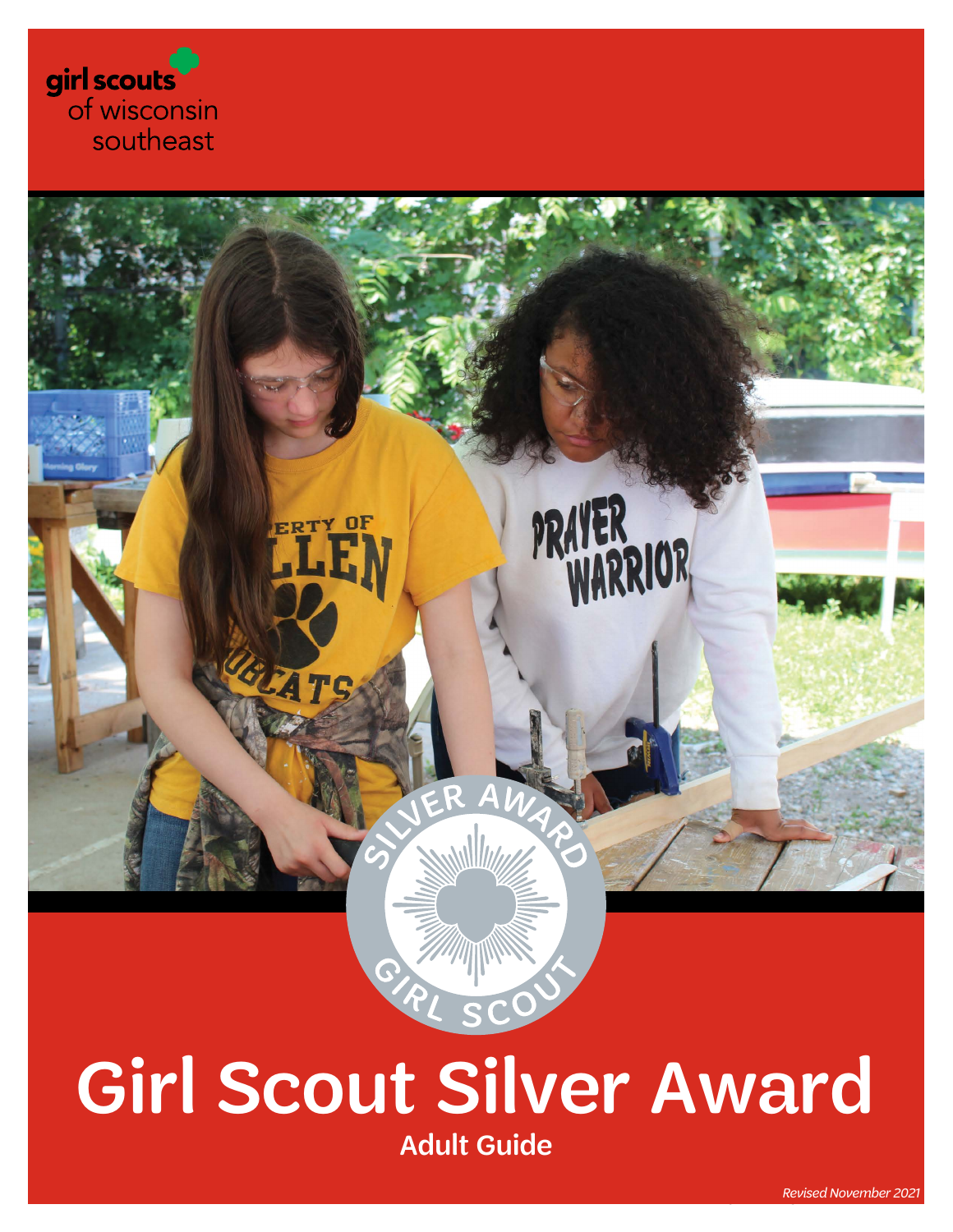girl scouts
of wisconsin
southeast

# Girl Scout Silver Award

## Adult Guide

*Revised November 2021*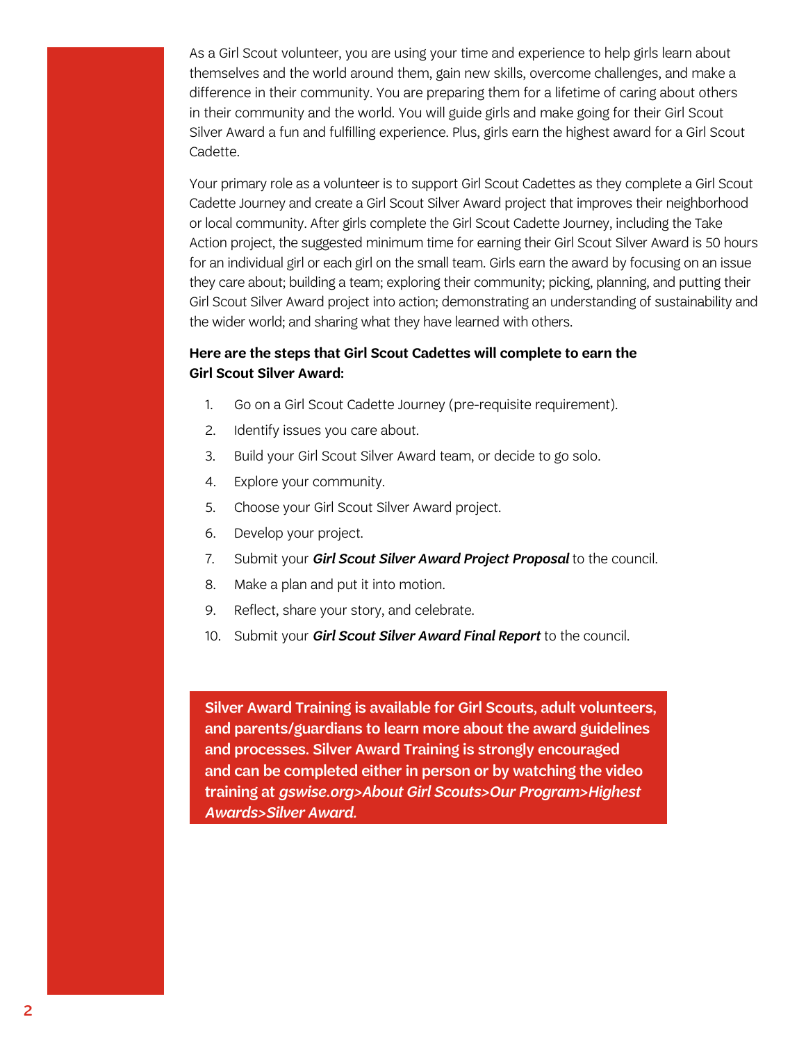As a Girl Scout volunteer, you are using your time and experience to help girls learn about themselves and the world around them, gain new skills, overcome challenges, and make a difference in their community. You are preparing them for a lifetime of caring about others in their community and the world. You will guide girls and make going for their Girl Scout Silver Award a fun and fulfilling experience. Plus, girls earn the highest award for a Girl Scout Cadette.

Your primary role as a volunteer is to support Girl Scout Cadettes as they complete a Girl Scout Cadette Journey and create a Girl Scout Silver Award project that improves their neighborhood or local community. After girls complete the Girl Scout Cadette Journey, including the Take Action project, the suggested minimum time for earning their Girl Scout Silver Award is 50 hours for an individual girl or each girl on the small team. Girls earn the award by focusing on an issue they care about; building a team; exploring their community; picking, planning, and putting their Girl Scout Silver Award project into action; demonstrating an understanding of sustainability and the wider world; and sharing what they have learned with others.

**Here are the steps that Girl Scout Cadettes will complete to earn the Girl Scout Silver Award:**

1. Go on a Girl Scout Cadette Journey (pre-requisite requirement).
2. Identify issues you care about.
3. Build your Girl Scout Silver Award team, or decide to go solo.
4. Explore your community.
5. Choose your Girl Scout Silver Award project.
6. Develop your project.
7. Submit your ***Girl Scout Silver Award Project Proposal*** to the council.
8. Make a plan and put it into motion.
9. Reflect, share your story, and celebrate.
10. Submit your ***Girl Scout Silver Award Final Report*** to the council.

**Silver Award Training is available for Girl Scouts, adult volunteers, and parents/guardians to learn more about the award guidelines and processes. Silver Award Training is strongly encouraged and can be completed either in person or by watching the video training at *gswise.org>About Girl Scouts>Our Program>Highest Awards>Silver Award.***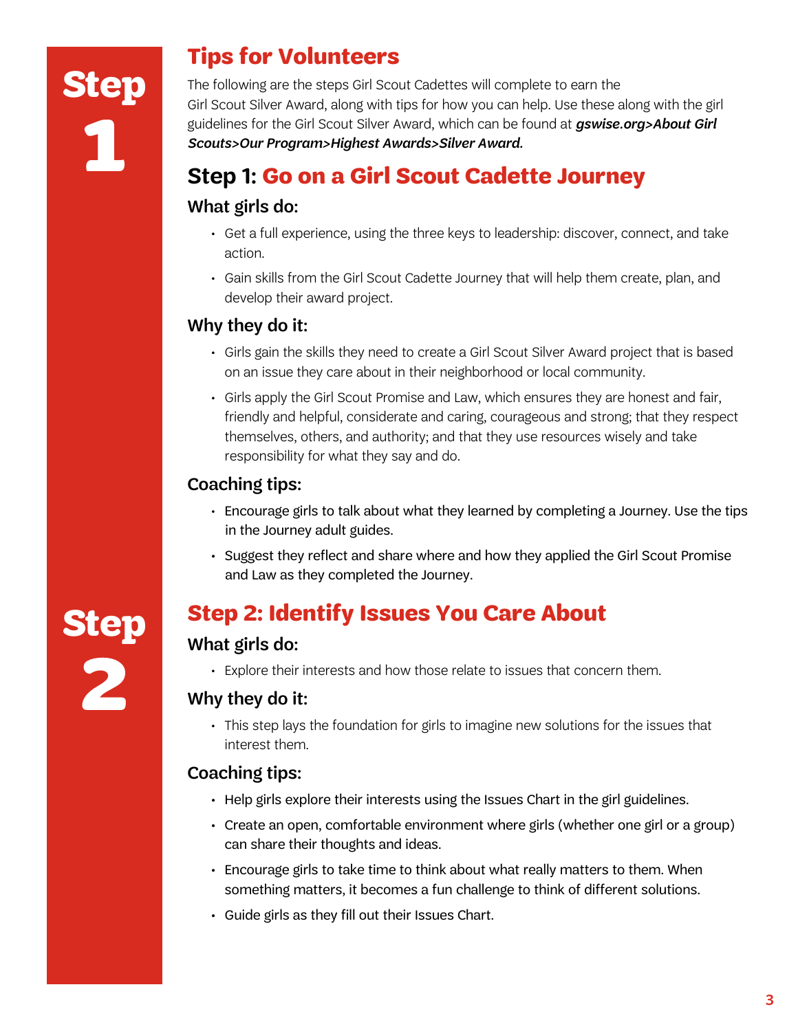# Tips for Volunteers

The following are the steps Girl Scout Cadettes will complete to earn the Girl Scout Silver Award, along with tips for how you can help. Use these along with the girl guidelines for the Girl Scout Silver Award, which can be found at ***gswise.org>About Girl Scouts>Our Program>Highest Awards>Silver Award.***

## Step 1: Go on a Girl Scout Cadette Journey

### What girls do:

- Get a full experience, using the three keys to leadership: discover, connect, and take action.
- Gain skills from the Girl Scout Cadette Journey that will help them create, plan, and develop their award project.

### Why they do it:

- Girls gain the skills they need to create a Girl Scout Silver Award project that is based on an issue they care about in their neighborhood or local community.
- Girls apply the Girl Scout Promise and Law, which ensures they are honest and fair, friendly and helpful, considerate and caring, courageous and strong; that they respect themselves, others, and authority; and that they use resources wisely and take responsibility for what they say and do.

### Coaching tips:

- Encourage girls to talk about what they learned by completing a Journey. Use the tips in the Journey adult guides.
- Suggest they reflect and share where and how they applied the Girl Scout Promise and Law as they completed the Journey.

## Step 2: Identify Issues You Care About

### What girls do:

- Explore their interests and how those relate to issues that concern them.

### Why they do it:

- This step lays the foundation for girls to imagine new solutions for the issues that interest them.

### Coaching tips:

- Help girls explore their interests using the Issues Chart in the girl guidelines.
- Create an open, comfortable environment where girls (whether one girl or a group) can share their thoughts and ideas.
- Encourage girls to take time to think about what really matters to them. When something matters, it becomes a fun challenge to think of different solutions.
- Guide girls as they fill out their Issues Chart.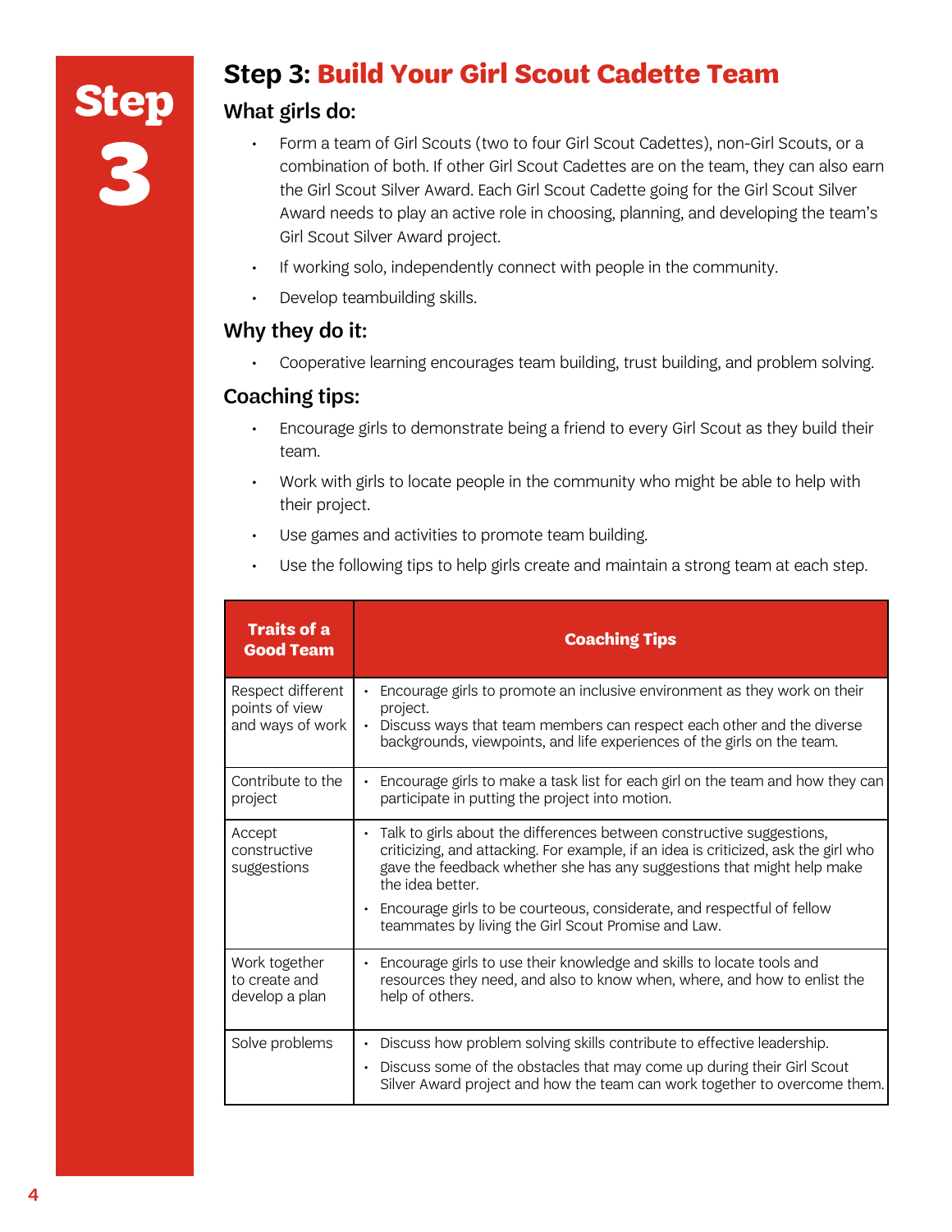# Step 3: Build Your Girl Scout Cadette Team

### What girls do:

- Form a team of Girl Scouts (two to four Girl Scout Cadettes), non-Girl Scouts, or a combination of both. If other Girl Scout Cadettes are on the team, they can also earn the Girl Scout Silver Award. Each Girl Scout Cadette going for the Girl Scout Silver Award needs to play an active role in choosing, planning, and developing the team's Girl Scout Silver Award project.
- If working solo, independently connect with people in the community.
- Develop teambuilding skills.

### Why they do it:

- Cooperative learning encourages team building, trust building, and problem solving.

### Coaching tips:

- Encourage girls to demonstrate being a friend to every Girl Scout as they build their team.
- Work with girls to locate people in the community who might be able to help with their project.
- Use games and activities to promote team building.
- Use the following tips to help girls create and maintain a strong team at each step.

| Traits of a Good Team | Coaching Tips |
|---|---|
| Respect different points of view and ways of work | • Encourage girls to promote an inclusive environment as they work on their project.<br>• Discuss ways that team members can respect each other and the diverse backgrounds, viewpoints, and life experiences of the girls on the team. |
| Contribute to the project | • Encourage girls to make a task list for each girl on the team and how they can participate in putting the project into motion. |
| Accept constructive suggestions | • Talk to girls about the differences between constructive suggestions, criticizing, and attacking. For example, if an idea is criticized, ask the girl who gave the feedback whether she has any suggestions that might help make the idea better.<br>• Encourage girls to be courteous, considerate, and respectful of fellow teammates by living the Girl Scout Promise and Law. |
| Work together to create and develop a plan | • Encourage girls to use their knowledge and skills to locate tools and resources they need, and also to know when, where, and how to enlist the help of others. |
| Solve problems | • Discuss how problem solving skills contribute to effective leadership.<br>• Discuss some of the obstacles that may come up during their Girl Scout Silver Award project and how the team can work together to overcome them. |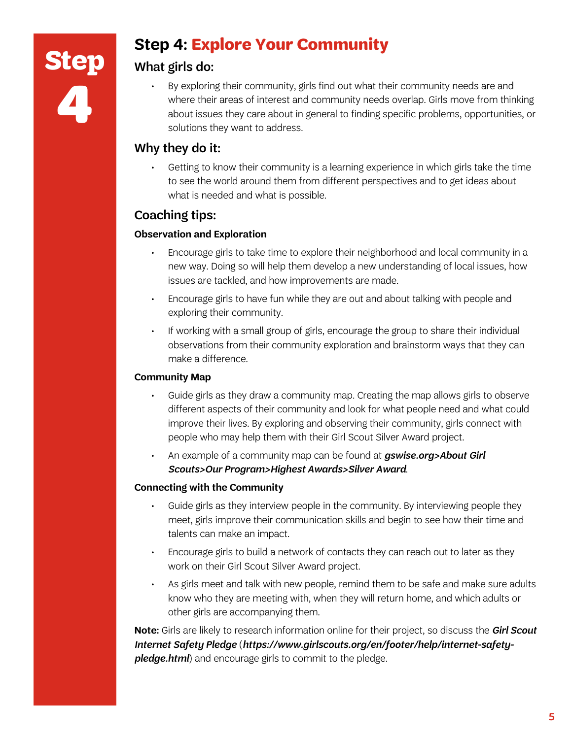# Step 4: Explore Your Community

## What girls do:

- By exploring their community, girls find out what their community needs are and where their areas of interest and community needs overlap. Girls move from thinking about issues they care about in general to finding specific problems, opportunities, or solutions they want to address.

## Why they do it:

- Getting to know their community is a learning experience in which girls take the time to see the world around them from different perspectives and to get ideas about what is needed and what is possible.

## Coaching tips:

### Observation and Exploration

- Encourage girls to take time to explore their neighborhood and local community in a new way. Doing so will help them develop a new understanding of local issues, how issues are tackled, and how improvements are made.
- Encourage girls to have fun while they are out and about talking with people and exploring their community.
- If working with a small group of girls, encourage the group to share their individual observations from their community exploration and brainstorm ways that they can make a difference.

### Community Map

- Guide girls as they draw a community map. Creating the map allows girls to observe different aspects of their community and look for what people need and what could improve their lives. By exploring and observing their community, girls connect with people who may help them with their Girl Scout Silver Award project.
- An example of a community map can be found at ***gswise.org>About Girl Scouts>Our Program>Highest Awards>Silver Award***.

### Connecting with the Community

- Guide girls as they interview people in the community. By interviewing people they meet, girls improve their communication skills and begin to see how their time and talents can make an impact.
- Encourage girls to build a network of contacts they can reach out to later as they work on their Girl Scout Silver Award project.
- As girls meet and talk with new people, remind them to be safe and make sure adults know who they are meeting with, when they will return home, and which adults or other girls are accompanying them.

**Note:** Girls are likely to research information online for their project, so discuss the ***Girl Scout Internet Safety Pledge*** (***https://www.girlscouts.org/en/footer/help/internet-safety-pledge.html***) and encourage girls to commit to the pledge.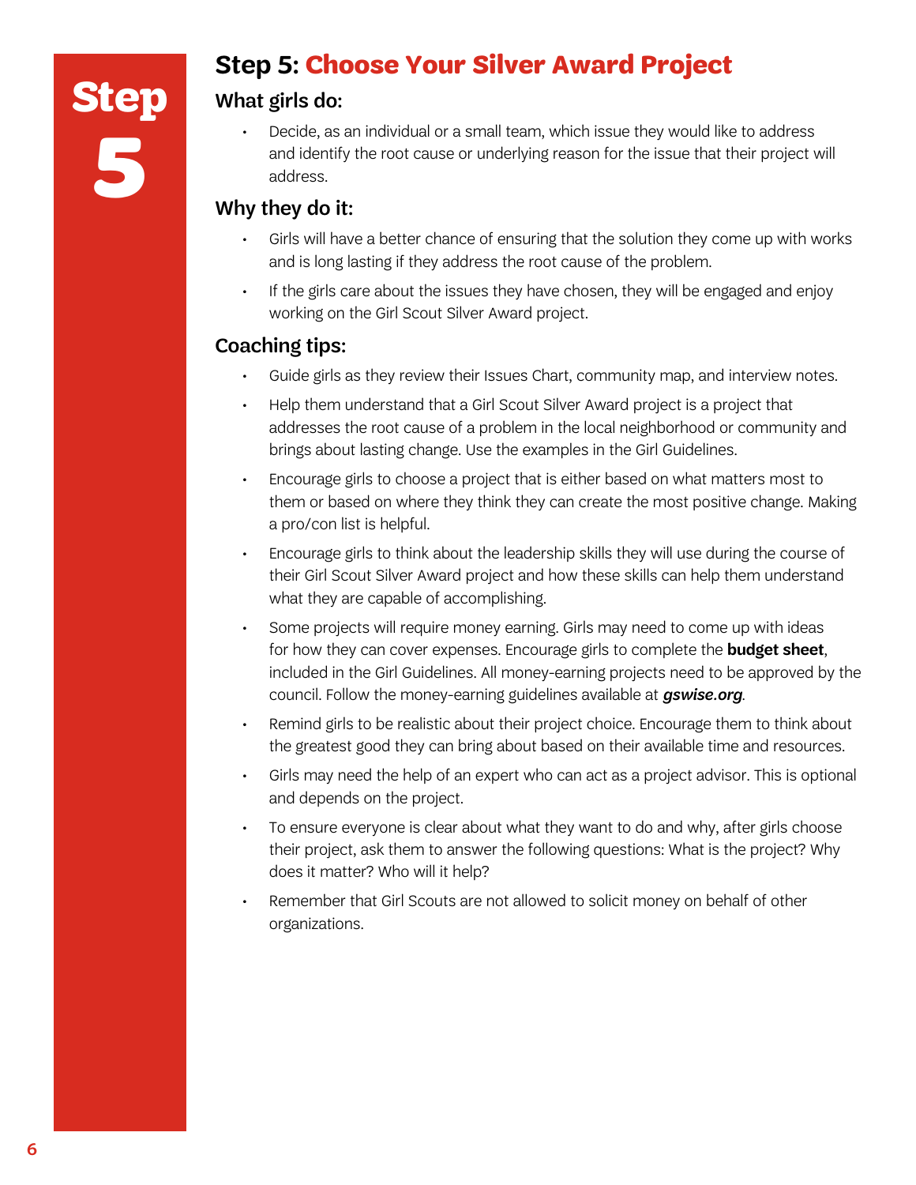# Step 5: Choose Your Silver Award Project

## What girls do:

- Decide, as an individual or a small team, which issue they would like to address and identify the root cause or underlying reason for the issue that their project will address.

## Why they do it:

- Girls will have a better chance of ensuring that the solution they come up with works and is long lasting if they address the root cause of the problem.
- If the girls care about the issues they have chosen, they will be engaged and enjoy working on the Girl Scout Silver Award project.

## Coaching tips:

- Guide girls as they review their Issues Chart, community map, and interview notes.
- Help them understand that a Girl Scout Silver Award project is a project that addresses the root cause of a problem in the local neighborhood or community and brings about lasting change. Use the examples in the Girl Guidelines.
- Encourage girls to choose a project that is either based on what matters most to them or based on where they think they can create the most positive change. Making a pro/con list is helpful.
- Encourage girls to think about the leadership skills they will use during the course of their Girl Scout Silver Award project and how these skills can help them understand what they are capable of accomplishing.
- Some projects will require money earning. Girls may need to come up with ideas for how they can cover expenses. Encourage girls to complete the **budget sheet**, included in the Girl Guidelines. All money-earning projects need to be approved by the council. Follow the money-earning guidelines available at ***gswise.org***.
- Remind girls to be realistic about their project choice. Encourage them to think about the greatest good they can bring about based on their available time and resources.
- Girls may need the help of an expert who can act as a project advisor. This is optional and depends on the project.
- To ensure everyone is clear about what they want to do and why, after girls choose their project, ask them to answer the following questions: What is the project? Why does it matter? Who will it help?
- Remember that Girl Scouts are not allowed to solicit money on behalf of other organizations.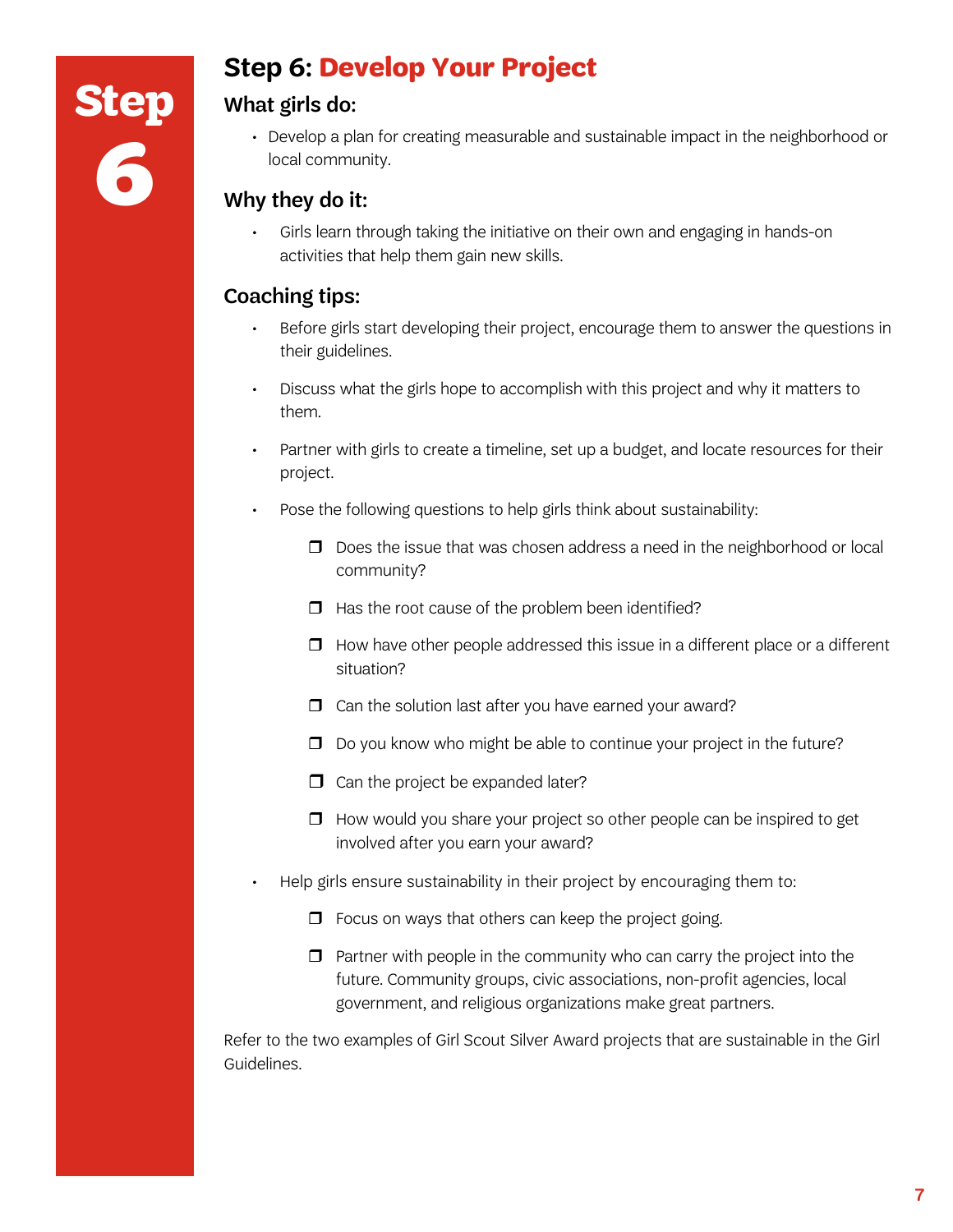# Step 6: Develop Your Project

### What girls do:

- Develop a plan for creating measurable and sustainable impact in the neighborhood or local community.

### Why they do it:

- Girls learn through taking the initiative on their own and engaging in hands-on activities that help them gain new skills.

### Coaching tips:

- Before girls start developing their project, encourage them to answer the questions in their guidelines.
- Discuss what the girls hope to accomplish with this project and why it matters to them.
- Partner with girls to create a timeline, set up a budget, and locate resources for their project.
- Pose the following questions to help girls think about sustainability:
  - ❐ Does the issue that was chosen address a need in the neighborhood or local community?
  - ❐ Has the root cause of the problem been identified?
  - ❐ How have other people addressed this issue in a different place or a different situation?
  - ❐ Can the solution last after you have earned your award?
  - ❐ Do you know who might be able to continue your project in the future?
  - ❐ Can the project be expanded later?
  - ❐ How would you share your project so other people can be inspired to get involved after you earn your award?
- Help girls ensure sustainability in their project by encouraging them to:
  - ❐ Focus on ways that others can keep the project going.
  - ❐ Partner with people in the community who can carry the project into the future. Community groups, civic associations, non-profit agencies, local government, and religious organizations make great partners.

Refer to the two examples of Girl Scout Silver Award projects that are sustainable in the Girl Guidelines.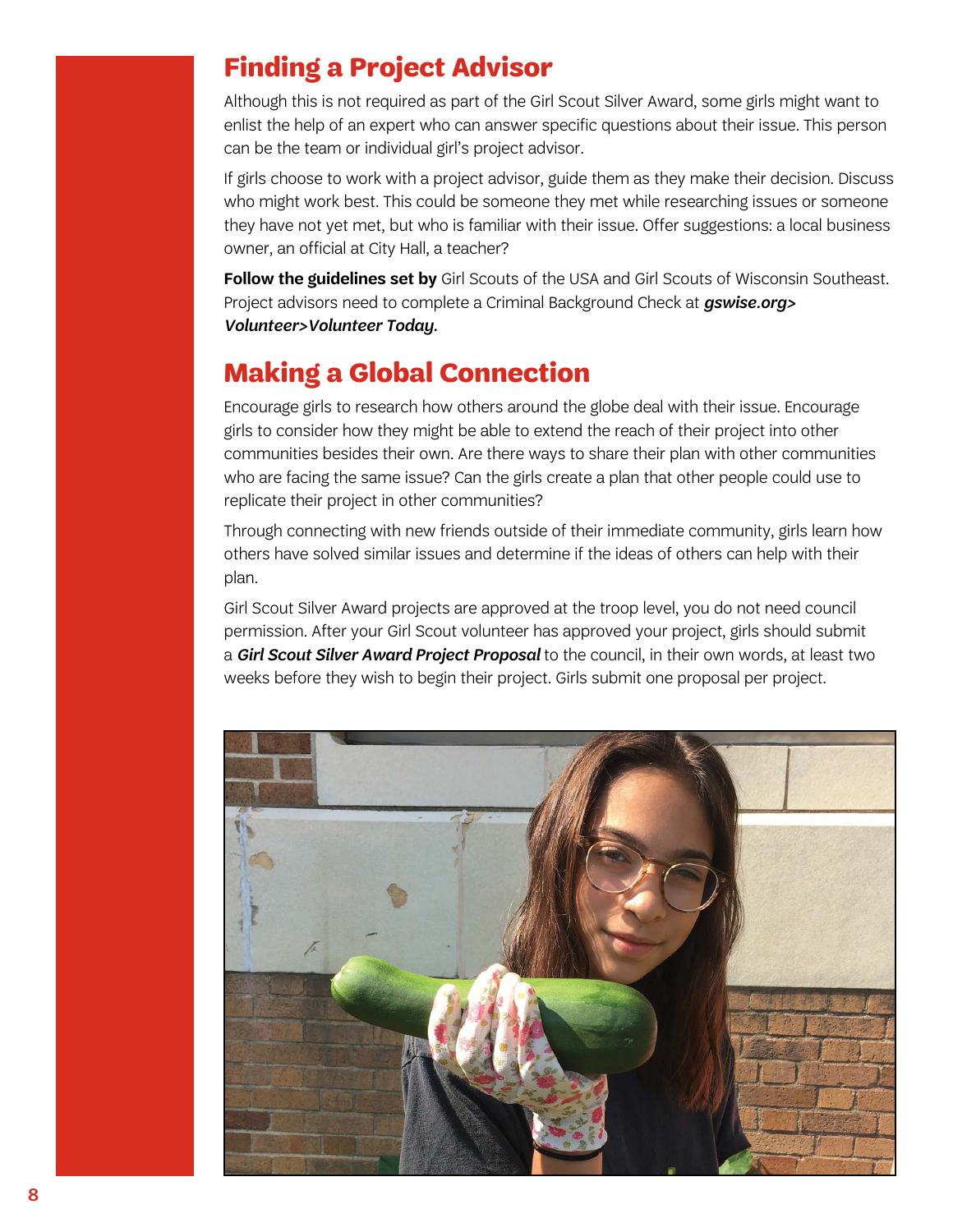## Finding a Project Advisor

Although this is not required as part of the Girl Scout Silver Award, some girls might want to enlist the help of an expert who can answer specific questions about their issue. This person can be the team or individual girl's project advisor.

If girls choose to work with a project advisor, guide them as they make their decision. Discuss who might work best. This could be someone they met while researching issues or someone they have not yet met, but who is familiar with their issue. Offer suggestions: a local business owner, an official at City Hall, a teacher?

**Follow the guidelines set by** Girl Scouts of the USA and Girl Scouts of Wisconsin Southeast. Project advisors need to complete a Criminal Background Check at ***gswise.org> Volunteer>Volunteer Today.***

## Making a Global Connection

Encourage girls to research how others around the globe deal with their issue. Encourage girls to consider how they might be able to extend the reach of their project into other communities besides their own. Are there ways to share their plan with other communities who are facing the same issue? Can the girls create a plan that other people could use to replicate their project in other communities?

Through connecting with new friends outside of their immediate community, girls learn how others have solved similar issues and determine if the ideas of others can help with their plan.

Girl Scout Silver Award projects are approved at the troop level, you do not need council permission. After your Girl Scout volunteer has approved your project, girls should submit a ***Girl Scout Silver Award Project Proposal*** to the council, in their own words, at least two weeks before they wish to begin their project. Girls submit one proposal per project.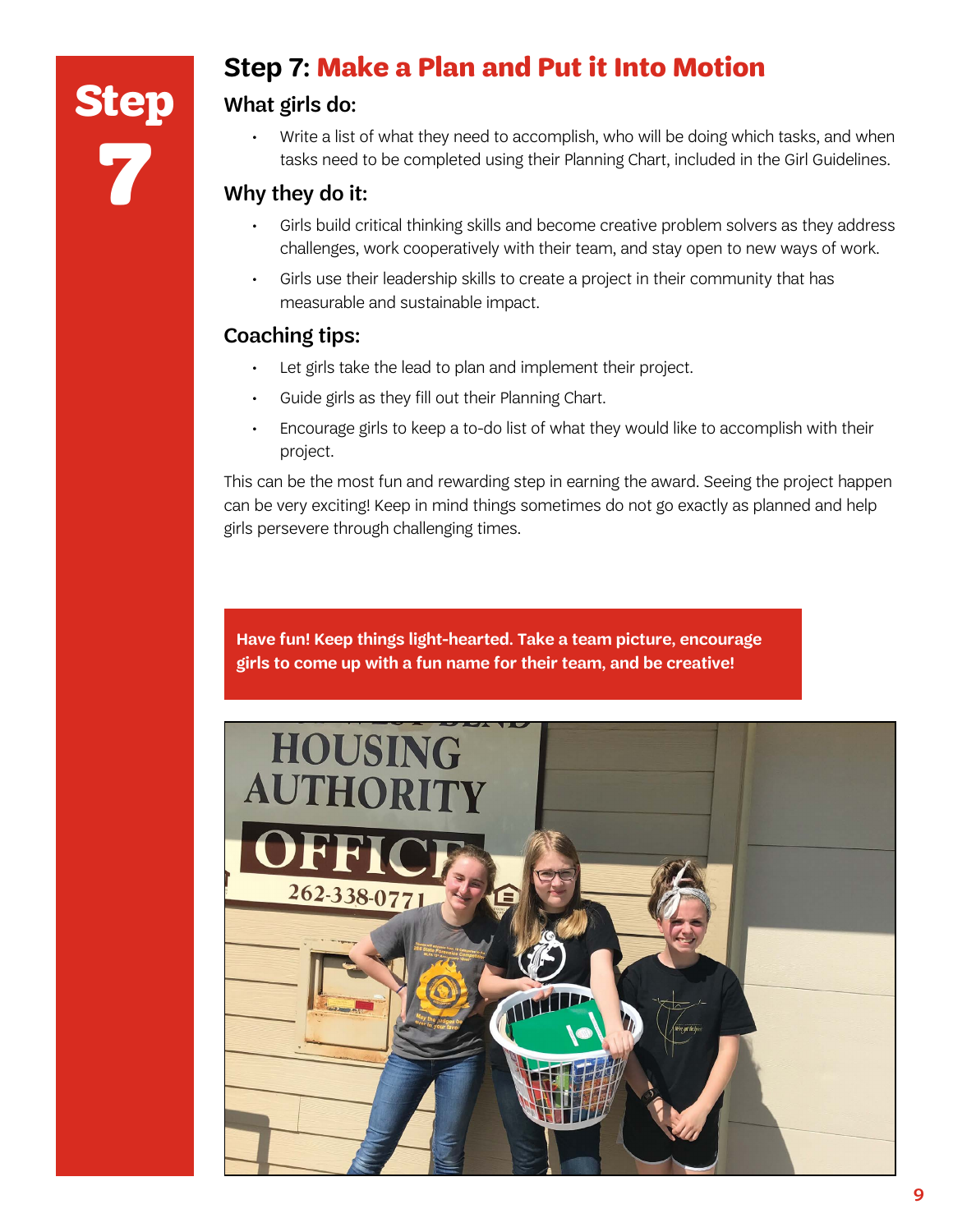# Step 7: Make a Plan and Put it Into Motion

### What girls do:

- Write a list of what they need to accomplish, who will be doing which tasks, and when tasks need to be completed using their Planning Chart, included in the Girl Guidelines.

### Why they do it:

- Girls build critical thinking skills and become creative problem solvers as they address challenges, work cooperatively with their team, and stay open to new ways of work.
- Girls use their leadership skills to create a project in their community that has measurable and sustainable impact.

### Coaching tips:

- Let girls take the lead to plan and implement their project.
- Guide girls as they fill out their Planning Chart.
- Encourage girls to keep a to-do list of what they would like to accomplish with their project.

This can be the most fun and rewarding step in earning the award. Seeing the project happen can be very exciting! Keep in mind things sometimes do not go exactly as planned and help girls persevere through challenging times.

**Have fun! Keep things light-hearted. Take a team picture, encourage girls to come up with a fun name for their team, and be creative!**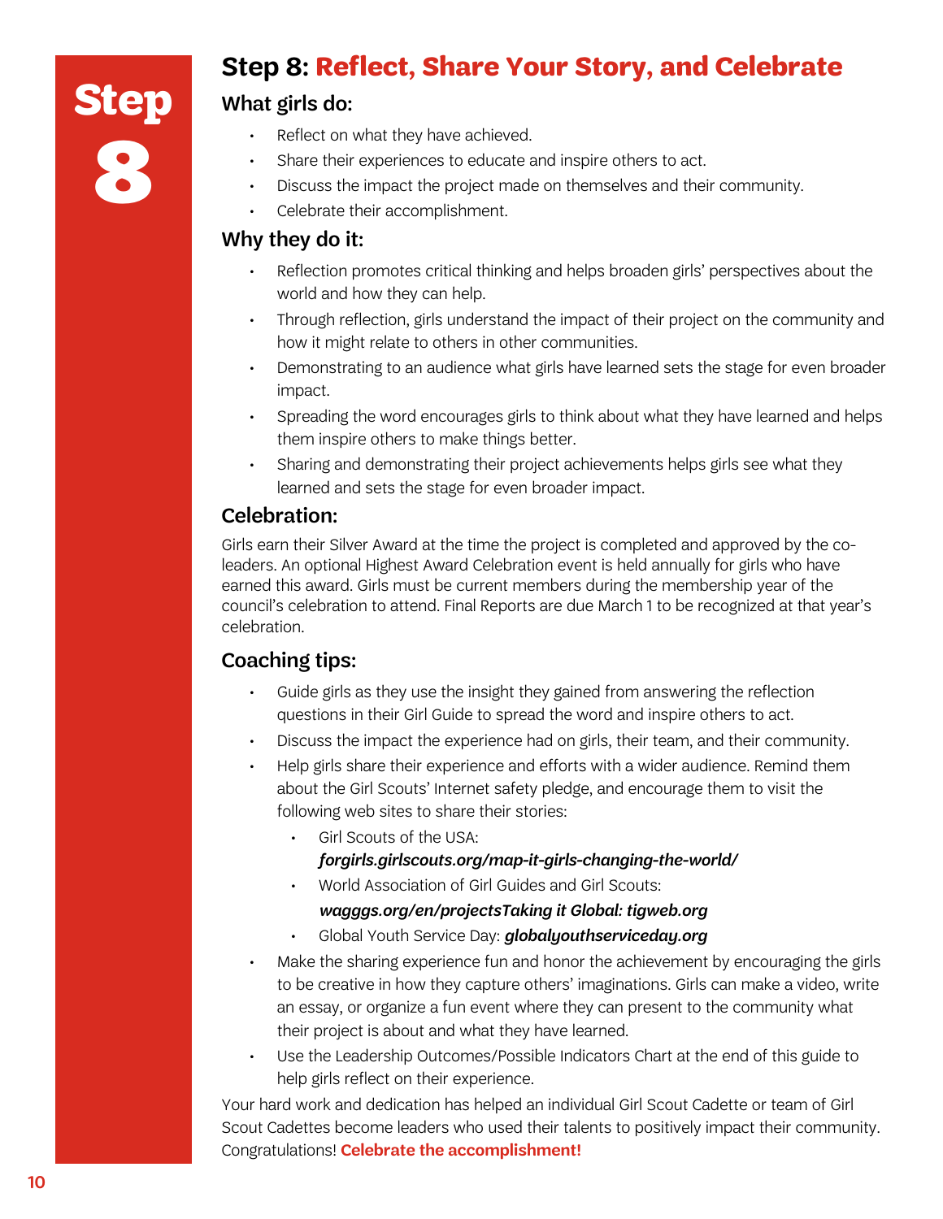# Step 8: Reflect, Share Your Story, and Celebrate

### What girls do:

- Reflect on what they have achieved.
- Share their experiences to educate and inspire others to act.
- Discuss the impact the project made on themselves and their community.
- Celebrate their accomplishment.

### Why they do it:

- Reflection promotes critical thinking and helps broaden girls' perspectives about the world and how they can help.
- Through reflection, girls understand the impact of their project on the community and how it might relate to others in other communities.
- Demonstrating to an audience what girls have learned sets the stage for even broader impact.
- Spreading the word encourages girls to think about what they have learned and helps them inspire others to make things better.
- Sharing and demonstrating their project achievements helps girls see what they learned and sets the stage for even broader impact.

### Celebration:

Girls earn their Silver Award at the time the project is completed and approved by the co-leaders. An optional Highest Award Celebration event is held annually for girls who have earned this award. Girls must be current members during the membership year of the council's celebration to attend. Final Reports are due March 1 to be recognized at that year's celebration.

### Coaching tips:

- Guide girls as they use the insight they gained from answering the reflection questions in their Girl Guide to spread the word and inspire others to act.
- Discuss the impact the experience had on girls, their team, and their community.
- Help girls share their experience and efforts with a wider audience. Remind them about the Girl Scouts' Internet safety pledge, and encourage them to visit the following web sites to share their stories:
  - Girl Scouts of the USA: ***forgirls.girlscouts.org/map-it-girls-changing-the-world/***
  - World Association of Girl Guides and Girl Scouts: ***wagggs.org/en/projectsTaking it Global: tigweb.org***
  - Global Youth Service Day: ***globalyouthserviceday.org***
- Make the sharing experience fun and honor the achievement by encouraging the girls to be creative in how they capture others' imaginations. Girls can make a video, write an essay, or organize a fun event where they can present to the community what their project is about and what they have learned.
- Use the Leadership Outcomes/Possible Indicators Chart at the end of this guide to help girls reflect on their experience.

Your hard work and dedication has helped an individual Girl Scout Cadette or team of Girl Scout Cadettes become leaders who used their talents to positively impact their community. Congratulations! **Celebrate the accomplishment!**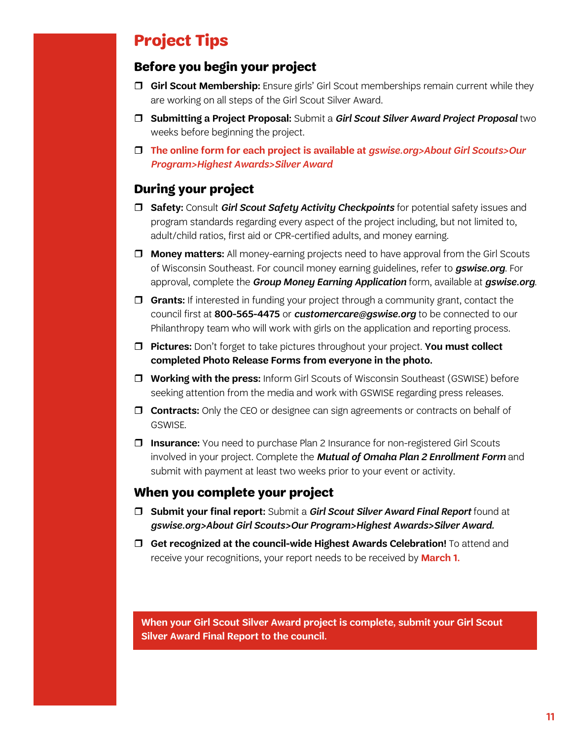# Project Tips

## Before you begin your project

- ❐ **Girl Scout Membership:** Ensure girls' Girl Scout memberships remain current while they are working on all steps of the Girl Scout Silver Award.
- ❐ **Submitting a Project Proposal:** Submit a ***Girl Scout Silver Award Project Proposal*** two weeks before beginning the project.
- ❐ **The online form for each project is available at *gswise.org>About Girl Scouts>Our Program>Highest Awards>Silver Award***

## During your project

- ❐ **Safety:** Consult ***Girl Scout Safety Activity Checkpoints*** for potential safety issues and program standards regarding every aspect of the project including, but not limited to, adult/child ratios, first aid or CPR-certified adults, and money earning.
- ❐ **Money matters:** All money-earning projects need to have approval from the Girl Scouts of Wisconsin Southeast. For council money earning guidelines, refer to ***gswise.org***. For approval, complete the ***Group Money Earning Application*** form, available at ***gswise.org***.
- ❐ **Grants:** If interested in funding your project through a community grant, contact the council first at **800-565-4475** or ***customercare@gswise.org*** to be connected to our Philanthropy team who will work with girls on the application and reporting process.
- ❐ **Pictures:** Don't forget to take pictures throughout your project. **You must collect completed Photo Release Forms from everyone in the photo.**
- ❐ **Working with the press:** Inform Girl Scouts of Wisconsin Southeast (GSWISE) before seeking attention from the media and work with GSWISE regarding press releases.
- ❐ **Contracts:** Only the CEO or designee can sign agreements or contracts on behalf of GSWISE.
- ❐ **Insurance:** You need to purchase Plan 2 Insurance for non-registered Girl Scouts involved in your project. Complete the ***Mutual of Omaha Plan 2 Enrollment Form*** and submit with payment at least two weeks prior to your event or activity.

## When you complete your project

- ❐ **Submit your final report:** Submit a ***Girl Scout Silver Award Final Report*** found at ***gswise.org>About Girl Scouts>Our Program>Highest Awards>Silver Award.***
- ❐ **Get recognized at the council-wide Highest Awards Celebration!** To attend and receive your recognitions, your report needs to be received by **March 1.**

**When your Girl Scout Silver Award project is complete, submit your Girl Scout Silver Award Final Report to the council.**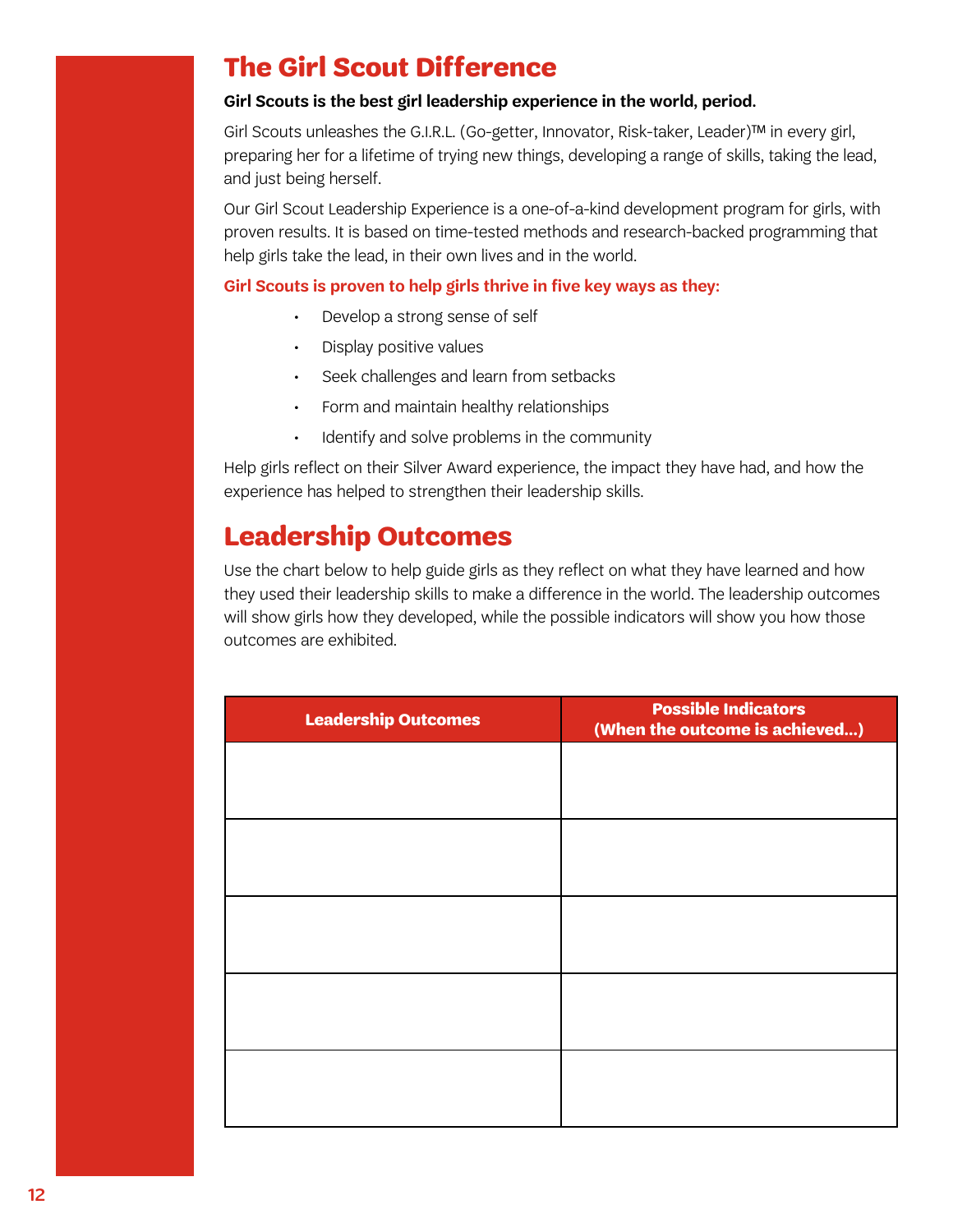# The Girl Scout Difference

**Girl Scouts is the best girl leadership experience in the world, period.**

Girl Scouts unleashes the G.I.R.L. (Go-getter, Innovator, Risk-taker, Leader)™ in every girl, preparing her for a lifetime of trying new things, developing a range of skills, taking the lead, and just being herself.

Our Girl Scout Leadership Experience is a one-of-a-kind development program for girls, with proven results. It is based on time-tested methods and research-backed programming that help girls take the lead, in their own lives and in the world.

**Girl Scouts is proven to help girls thrive in five key ways as they:**

- Develop a strong sense of self
- Display positive values
- Seek challenges and learn from setbacks
- Form and maintain healthy relationships
- Identify and solve problems in the community

Help girls reflect on their Silver Award experience, the impact they have had, and how the experience has helped to strengthen their leadership skills.

# Leadership Outcomes

Use the chart below to help guide girls as they reflect on what they have learned and how they used their leadership skills to make a difference in the world. The leadership outcomes will show girls how they developed, while the possible indicators will show you how those outcomes are exhibited.

| Leadership Outcomes | Possible Indicators (When the outcome is achieved...) |
|---|---|
| | |
| | |
| | |
| | |
| | |